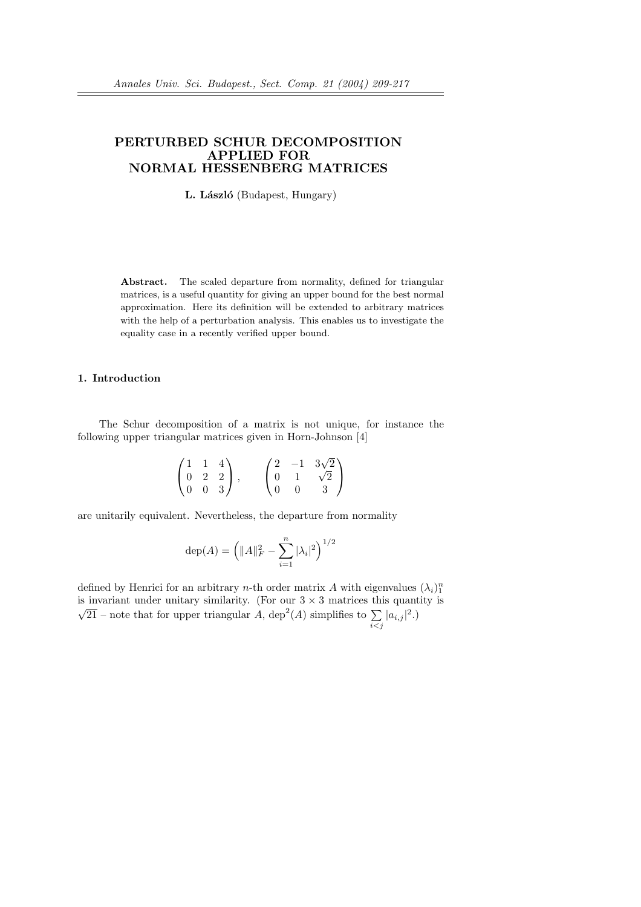# PERTURBED SCHUR DECOMPOSITION APPLIED FOR NORMAL HESSENBERG MATRICES

**L. László** (Budapest, Hungary)

**Abstract.** The scaled departure from normality, defined for triangular matrices, is a useful quantity for giving an upper bound for the best normal approximation. Here its definition will be extended to arbitrary matrices with the help of a perturbation analysis. This enables us to investigate the equality case in a recently verified upper bound.

## 1. Introduction

The Schur decomposition of a matrix is not unique, for instance the following upper triangular matrices given in Horn-Johnson [4]

$$\begin{pmatrix} 1 & 1 & 4 \\ 0 & 2 & 2 \\ 0 & 0 & 3 \end{pmatrix}, \qquad \begin{pmatrix} 2 & -1 & 3\sqrt{2} \\ 0 & 1 & \sqrt{2} \\ 0 & 0 & 3 \end{pmatrix}$$

are unitarily equivalent. Nevertheless, the departure from normality

$$\operatorname{dep}(A) = \left( \|A\|_F^2 - \sum_{i=1}^{n} |\lambda_i|^2 \right)^{1/2}$$

defined by Henrici for an arbitrary $n$-th order matrix $A$ with eigenvalues $(\lambda_i)_1^n$ is invariant under unitary similarity. (For our $3 \times 3$ matrices this quantity is $\sqrt{21}$ – note that for upper triangular $A$, $\operatorname{dep}^2(A)$ simplifies to $\sum\limits_{i<j} |a_{i,j}|^2$.)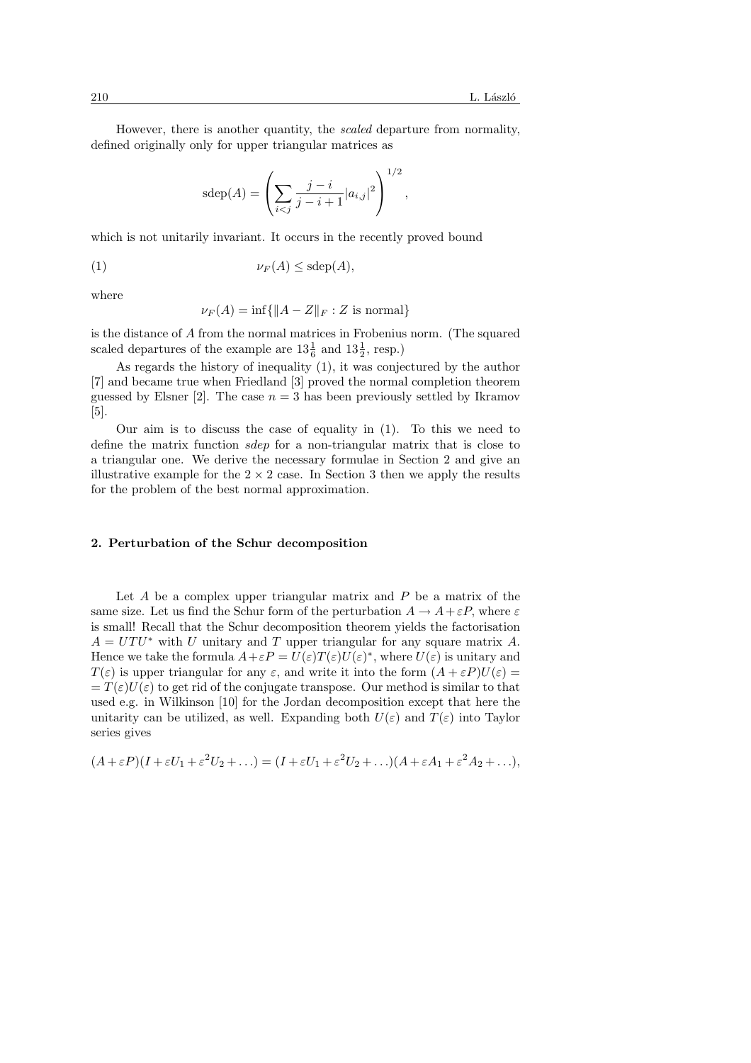However, there is another quantity, the *scaled* departure from normality, defined originally only for upper triangular matrices as

$$\operatorname{sdep}(A) = \left( \sum_{i<j} \frac{j-i}{j-i+1} |a_{i,j}|^2 \right)^{1/2},$$

which is not unitarily invariant. It occurs in the recently proved bound

$$\nu_F(A) \leq \operatorname{sdep}(A), \tag{1}$$

where

$$\nu_F(A) = \inf\{\|A - Z\|_F : Z \text{ is normal}\}$$

is the distance of $A$ from the normal matrices in Frobenius norm. (The squared scaled departures of the example are $13\frac{1}{6}$ and $13\frac{1}{2}$, resp.)

As regards the history of inequality (1), it was conjectured by the author [7] and became true when Friedland [3] proved the normal completion theorem guessed by Elsner [2]. The case $n = 3$ has been previously settled by Ikramov [5].

Our aim is to discuss the case of equality in (1). To this we need to define the matrix function *sdep* for a non-triangular matrix that is close to a triangular one. We derive the necessary formulae in Section 2 and give an illustrative example for the $2 \times 2$ case. In Section 3 then we apply the results for the problem of the best normal approximation.

## 2. Perturbation of the Schur decomposition

Let $A$ be a complex upper triangular matrix and $P$ be a matrix of the same size. Let us find the Schur form of the perturbation $A \to A + \varepsilon P$, where $\varepsilon$ is small! Recall that the Schur decomposition theorem yields the factorisation $A = UTU^*$ with $U$ unitary and $T$ upper triangular for any square matrix $A$. Hence we take the formula $A + \varepsilon P = U(\varepsilon)T(\varepsilon)U(\varepsilon)^*$, where $U(\varepsilon)$ is unitary and $T(\varepsilon)$ is upper triangular for any $\varepsilon$, and write it into the form $(A + \varepsilon P)U(\varepsilon) = T(\varepsilon)U(\varepsilon)$ to get rid of the conjugate transpose. Our method is similar to that used e.g. in Wilkinson [10] for the Jordan decomposition except that here the unitarity can be utilized, as well. Expanding both $U(\varepsilon)$ and $T(\varepsilon)$ into Taylor series gives

$$(A + \varepsilon P)(I + \varepsilon U_1 + \varepsilon^2 U_2 + \ldots) = (I + \varepsilon U_1 + \varepsilon^2 U_2 + \ldots)(A + \varepsilon A_1 + \varepsilon^2 A_2 + \ldots),$$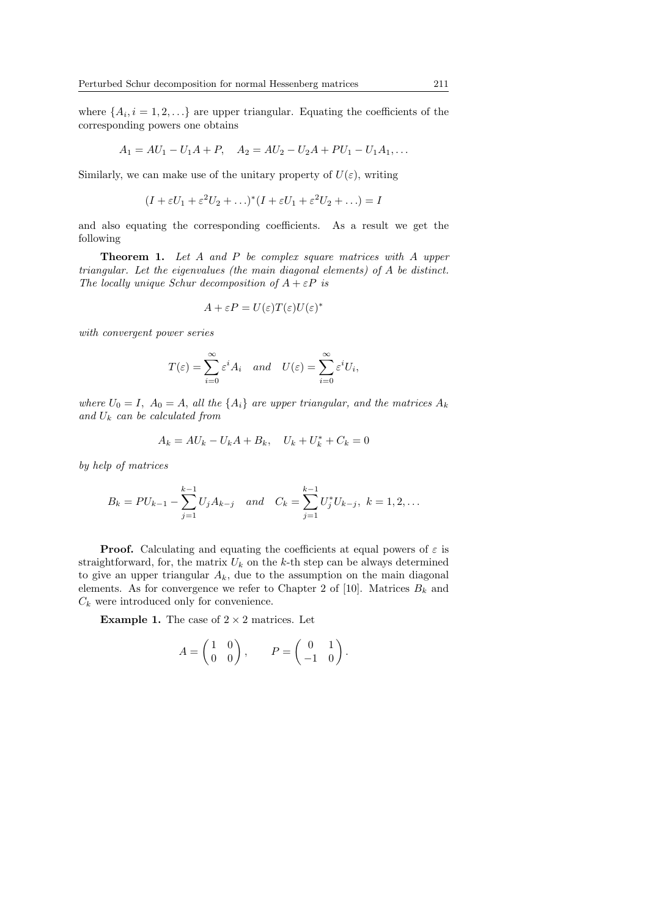where $\{A_i, i = 1, 2, \ldots\}$ are upper triangular. Equating the coefficients of the corresponding powers one obtains

$$A_1 = AU_1 - U_1A + P, \quad A_2 = AU_2 - U_2A + PU_1 - U_1A_1, \ldots$$

Similarly, we can make use of the unitary property of $U(\varepsilon)$, writing

$$(I + \varepsilon U_1 + \varepsilon^2 U_2 + \ldots)^*(I + \varepsilon U_1 + \varepsilon^2 U_2 + \ldots) = I$$

and also equating the corresponding coefficients. As a result we get the following

**Theorem 1.** *Let $A$ and $P$ be complex square matrices with $A$ upper triangular. Let the eigenvalues (the main diagonal elements) of $A$ be distinct. The locally unique Schur decomposition of $A + \varepsilon P$ is*

$$A + \varepsilon P = U(\varepsilon)T(\varepsilon)U(\varepsilon)^*$$

*with convergent power series*

$$T(\varepsilon) = \sum_{i=0}^{\infty} \varepsilon^i A_i \quad \text{and} \quad U(\varepsilon) = \sum_{i=0}^{\infty} \varepsilon^i U_i,$$

*where $U_0 = I$, $A_0 = A$, all the $\{A_i\}$ are upper triangular, and the matrices $A_k$ and $U_k$ can be calculated from*

$$A_k = AU_k - U_kA + B_k, \quad U_k + U_k^* + C_k = 0$$

*by help of matrices*

$$B_k = PU_{k-1} - \sum_{j=1}^{k-1} U_j A_{k-j} \quad \text{and} \quad C_k = \sum_{j=1}^{k-1} U_j^* U_{k-j}, \; k = 1, 2, \ldots$$

**Proof.** Calculating and equating the coefficients at equal powers of $\varepsilon$ is straightforward, for, the matrix $U_k$ on the $k$-th step can be always determined to give an upper triangular $A_k$, due to the assumption on the main diagonal elements. As for convergence we refer to Chapter 2 of [10]. Matrices $B_k$ and $C_k$ were introduced only for convenience.

**Example 1.** The case of $2 \times 2$ matrices. Let

$$A = \begin{pmatrix} 1 & 0 \\ 0 & 0 \end{pmatrix}, \qquad P = \begin{pmatrix} 0 & 1 \\ -1 & 0 \end{pmatrix}.$$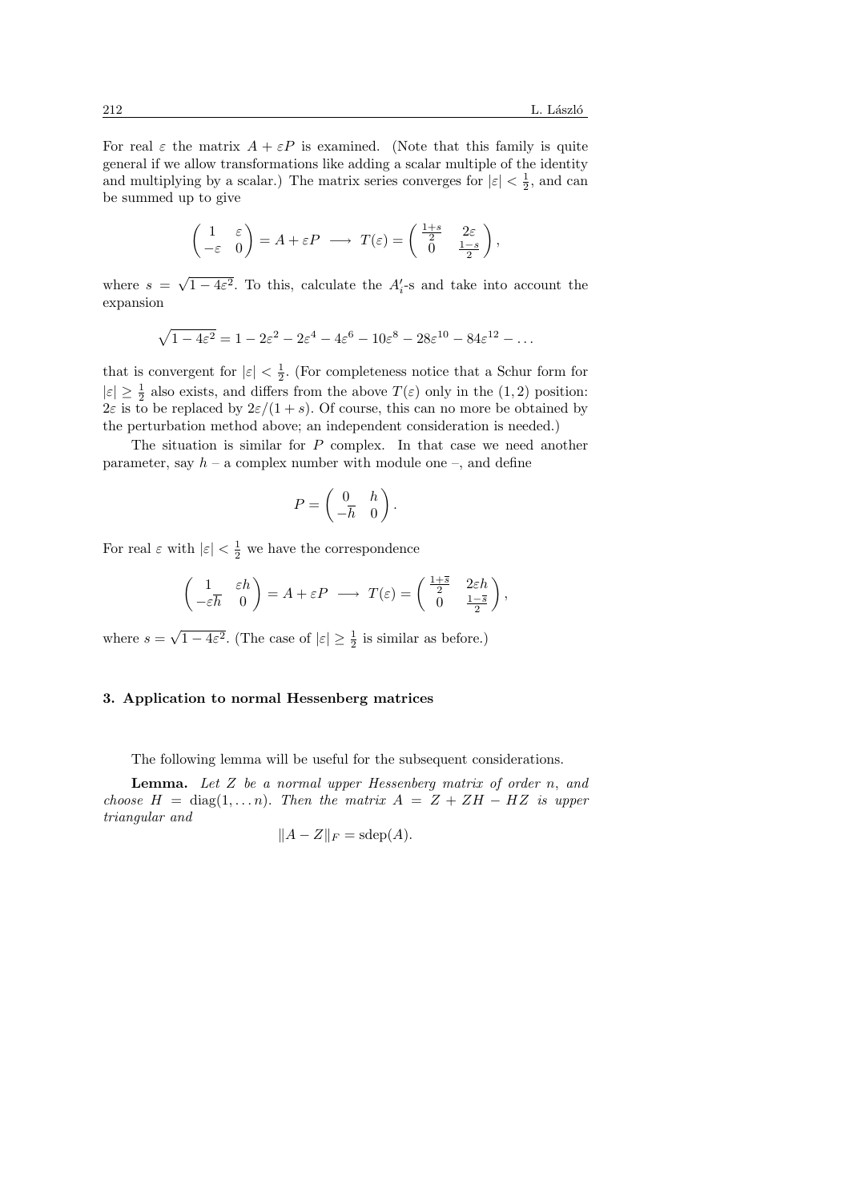For real $\varepsilon$ the matrix $A + \varepsilon P$ is examined. (Note that this family is quite general if we allow transformations like adding a scalar multiple of the identity and multiplying by a scalar.) The matrix series converges for $|\varepsilon| < \frac{1}{2}$, and can be summed up to give

$$\begin{pmatrix} 1 & \varepsilon \\ -\varepsilon & 0 \end{pmatrix} = A + \varepsilon P \longrightarrow T(\varepsilon) = \begin{pmatrix} \frac{1+s}{2} & 2\varepsilon \\ 0 & \frac{1-s}{2} \end{pmatrix},$$

where $s = \sqrt{1 - 4\varepsilon^2}$. To this, calculate the $A'_i$-s and take into account the expansion

$$\sqrt{1 - 4\varepsilon^2} = 1 - 2\varepsilon^2 - 2\varepsilon^4 - 4\varepsilon^6 - 10\varepsilon^8 - 28\varepsilon^{10} - 84\varepsilon^{12} - \dots$$

that is convergent for $|\varepsilon| < \frac{1}{2}$. (For completeness notice that a Schur form for $|\varepsilon| \geq \frac{1}{2}$ also exists, and differs from the above $T(\varepsilon)$ only in the $(1, 2)$ position: $2\varepsilon$ is to be replaced by $2\varepsilon/(1 + s)$. Of course, this can no more be obtained by the perturbation method above; an independent consideration is needed.)

The situation is similar for $P$ complex. In that case we need another parameter, say $h$ – a complex number with module one –, and define

$$P = \begin{pmatrix} 0 & h \\ -\overline{h} & 0 \end{pmatrix}.$$

For real $\varepsilon$ with $|\varepsilon| < \frac{1}{2}$ we have the correspondence

$$\begin{pmatrix} 1 & \varepsilon h \\ -\varepsilon \overline{h} & 0 \end{pmatrix} = A + \varepsilon P \longrightarrow T(\varepsilon) = \begin{pmatrix} \frac{1+\overline{s}}{2} & 2\varepsilon h \\ 0 & \frac{1-\overline{s}}{2} \end{pmatrix},$$

where $s = \sqrt{1 - 4\varepsilon^2}$. (The case of $|\varepsilon| \geq \frac{1}{2}$ is similar as before.)

## 3. Application to normal Hessenberg matrices

The following lemma will be useful for the subsequent considerations.

**Lemma.** *Let $Z$ be a normal upper Hessenberg matrix of order $n$, and choose $H = \operatorname{diag}(1, \dots n)$. Then the matrix $A = Z + ZH - HZ$ is upper triangular and*

$$\|A - Z\|_F = \operatorname{sdep}(A).$$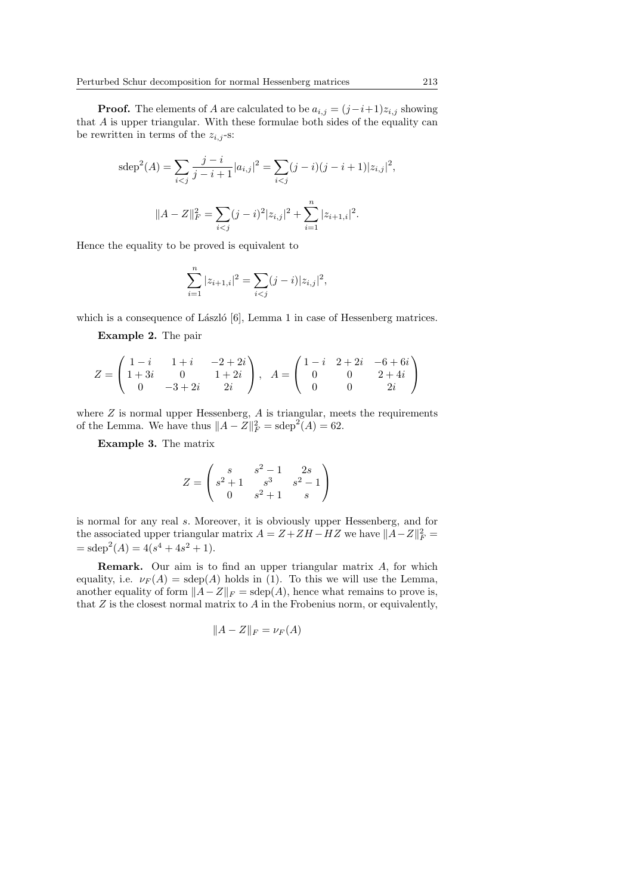**Proof.** The elements of $A$ are calculated to be $a_{i,j} = (j-i+1)z_{i,j}$ showing that $A$ is upper triangular. With these formulae both sides of the equality can be rewritten in terms of the $z_{i,j}$-s:

$$\mathrm{sdep}^2(A) = \sum_{i<j} \frac{j-i}{j-i+1} |a_{i,j}|^2 = \sum_{i<j} (j-i)(j-i+1)|z_{i,j}|^2,$$

$$\|A - Z\|_F^2 = \sum_{i<j} (j-i)^2 |z_{i,j}|^2 + \sum_{i=1}^{n} |z_{i+1,i}|^2.$$

Hence the equality to be proved is equivalent to

$$\sum_{i=1}^{n} |z_{i+1,i}|^2 = \sum_{i<j} (j-i)|z_{i,j}|^2,$$

which is a consequence of László [6], Lemma 1 in case of Hessenberg matrices.

**Example 2.** The pair

$$Z = \begin{pmatrix} 1-i & 1+i & -2+2i \\ 1+3i & 0 & 1+2i \\ 0 & -3+2i & 2i \end{pmatrix}, \quad A = \begin{pmatrix} 1-i & 2+2i & -6+6i \\ 0 & 0 & 2+4i \\ 0 & 0 & 2i \end{pmatrix}$$

where $Z$ is normal upper Hessenberg, $A$ is triangular, meets the requirements of the Lemma. We have thus $\|A - Z\|_F^2 = \mathrm{sdep}^2(A) = 62$.

**Example 3.** The matrix

$$Z = \begin{pmatrix} s & s^2-1 & 2s \\ s^2+1 & s^3 & s^2-1 \\ 0 & s^2+1 & s \end{pmatrix}$$

is normal for any real $s$. Moreover, it is obviously upper Hessenberg, and for the associated upper triangular matrix $A = Z + ZH - HZ$ we have $\|A - Z\|_F^2 = \mathrm{sdep}^2(A) = 4(s^4 + 4s^2 + 1)$.

**Remark.** Our aim is to find an upper triangular matrix $A$, for which equality, i.e. $\nu_F(A) = \mathrm{sdep}(A)$ holds in (1). To this we will use the Lemma, another equality of form $\|A - Z\|_F = \mathrm{sdep}(A)$, hence what remains to prove is, that $Z$ is the closest normal matrix to $A$ in the Frobenius norm, or equivalently,

$$\|A - Z\|_F = \nu_F(A)$$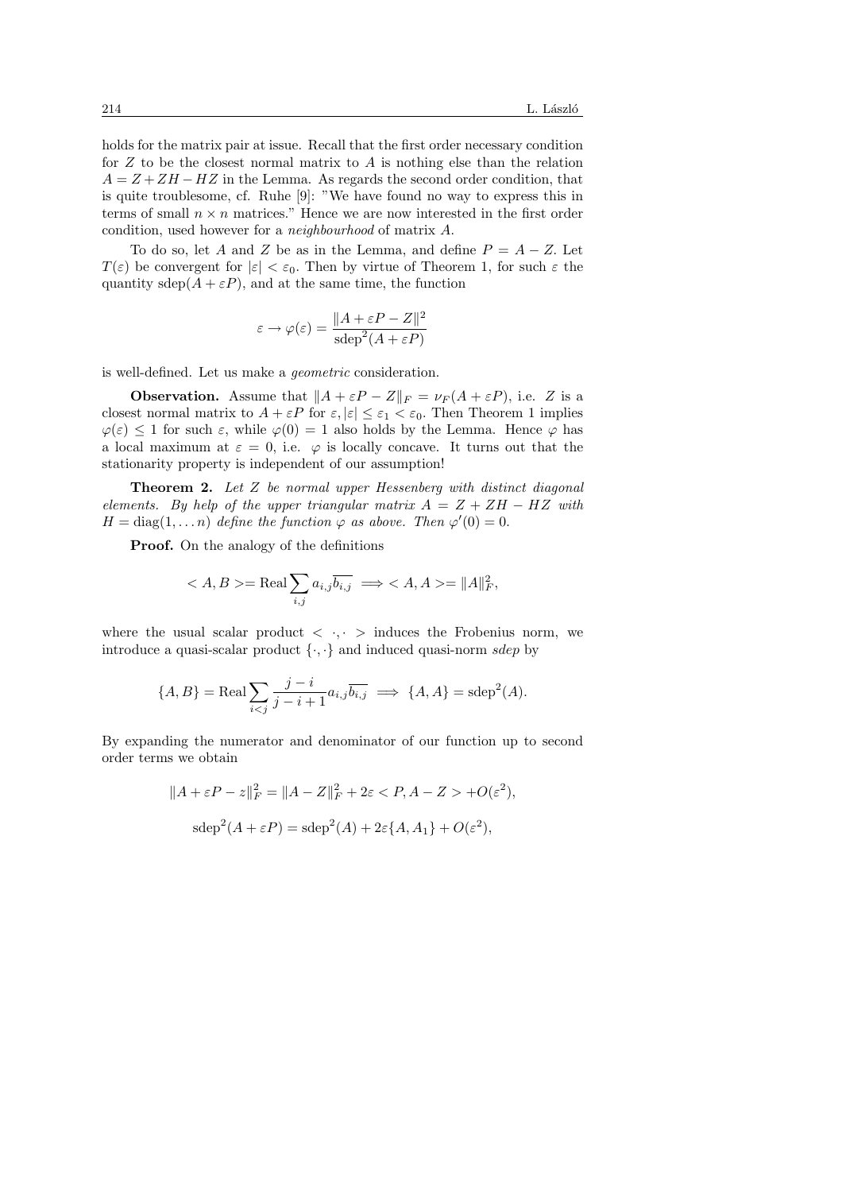holds for the matrix pair at issue. Recall that the first order necessary condition for $Z$ to be the closest normal matrix to $A$ is nothing else than the relation $A = Z + ZH - HZ$ in the Lemma. As regards the second order condition, that is quite troublesome, cf. Ruhe [9]: "We have found no way to express this in terms of small $n \times n$ matrices." Hence we are now interested in the first order condition, used however for a *neighbourhood* of matrix $A$.

To do so, let $A$ and $Z$ be as in the Lemma, and define $P = A - Z$. Let $T(\varepsilon)$ be convergent for $|\varepsilon| < \varepsilon_0$. Then by virtue of Theorem 1, for such $\varepsilon$ the quantity $\text{sdep}(A + \varepsilon P)$, and at the same time, the function

$$\varepsilon \to \varphi(\varepsilon) = \frac{\|A + \varepsilon P - Z\|^2}{\text{sdep}^2(A + \varepsilon P)}$$

is well-defined. Let us make a *geometric* consideration.

**Observation.** Assume that $\|A + \varepsilon P - Z\|_F = \nu_F(A + \varepsilon P)$, i.e. $Z$ is a closest normal matrix to $A + \varepsilon P$ for $\varepsilon, |\varepsilon| \leq \varepsilon_1 < \varepsilon_0$. Then Theorem 1 implies $\varphi(\varepsilon) \leq 1$ for such $\varepsilon$, while $\varphi(0) = 1$ also holds by the Lemma. Hence $\varphi$ has a local maximum at $\varepsilon = 0$, i.e. $\varphi$ is locally concave. It turns out that the stationarity property is independent of our assumption!

**Theorem 2.** *Let $Z$ be normal upper Hessenberg with distinct diagonal elements. By help of the upper triangular matrix $A = Z + ZH - HZ$ with $H = \text{diag}(1, \ldots n)$ define the function $\varphi$ as above. Then $\varphi'(0) = 0$.*

**Proof.** On the analogy of the definitions

$$< A, B >= \text{Real} \sum_{i,j} a_{i,j} \overline{b_{i,j}} \implies < A, A >= \|A\|_F^2,$$

where the usual scalar product $< \cdot, \cdot >$ induces the Frobenius norm, we introduce a quasi-scalar product $\{\cdot, \cdot\}$ and induced quasi-norm *sdep* by

$$\{A, B\} = \text{Real} \sum_{i<j} \frac{j - i}{j - i + 1} a_{i,j} \overline{b_{i,j}} \implies \{A, A\} = \text{sdep}^2(A).$$

By expanding the numerator and denominator of our function up to second order terms we obtain

$$\|A + \varepsilon P - z\|_F^2 = \|A - Z\|_F^2 + 2\varepsilon < P, A - Z > +O(\varepsilon^2),$$

$$\text{sdep}^2(A + \varepsilon P) = \text{sdep}^2(A) + 2\varepsilon \{A, A_1\} + O(\varepsilon^2),$$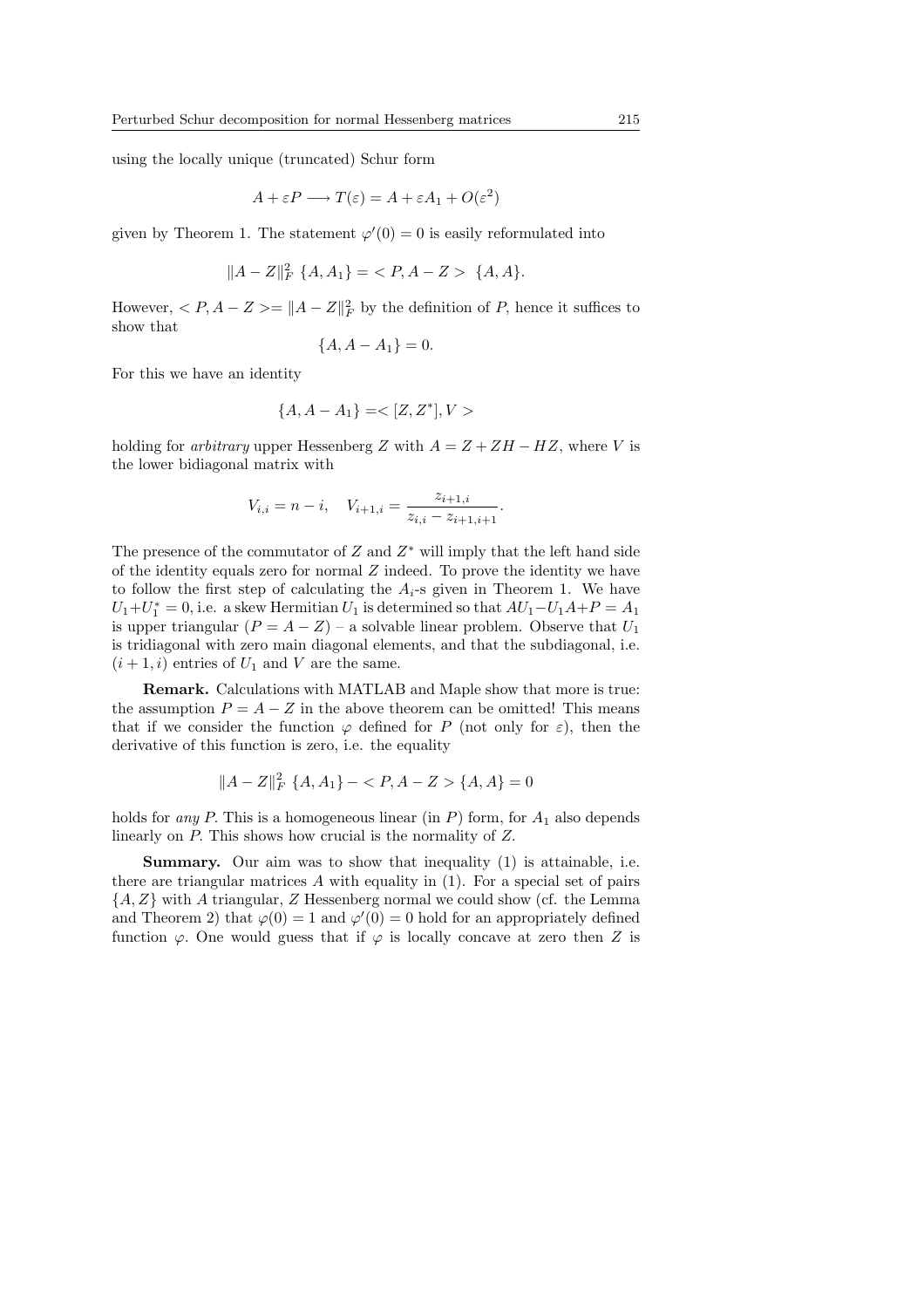using the locally unique (truncated) Schur form

$$A + \varepsilon P \longrightarrow T(\varepsilon) = A + \varepsilon A_1 + O(\varepsilon^2)$$

given by Theorem 1. The statement $\varphi'(0) = 0$ is easily reformulated into

$$\|A - Z\|_F^2 \ \{A, A_1\} = < P, A - Z > \ \{A, A\}.$$

However, $< P, A - Z >= \|A - Z\|_F^2$ by the definition of $P$, hence it suffices to show that

$$\{A, A - A_1\} = 0.$$

For this we have an identity

$$\{A, A - A_1\} =< [Z, Z^*], V >$$

holding for *arbitrary* upper Hessenberg $Z$ with $A = Z + ZH - HZ$, where $V$ is the lower bidiagonal matrix with

$$V_{i,i} = n - i, \quad V_{i+1,i} = \frac{z_{i+1,i}}{z_{i,i} - z_{i+1,i+1}}.$$

The presence of the commutator of $Z$ and $Z^*$ will imply that the left hand side of the identity equals zero for normal $Z$ indeed. To prove the identity we have to follow the first step of calculating the $A_i$-s given in Theorem 1. We have $U_1 + U_1^* = 0$, i.e. a skew Hermitian $U_1$ is determined so that $AU_1 - U_1 A + P = A_1$ is upper triangular ($P = A - Z$) – a solvable linear problem. Observe that $U_1$ is tridiagonal with zero main diagonal elements, and that the subdiagonal, i.e. $(i + 1, i)$ entries of $U_1$ and $V$ are the same.

**Remark.** Calculations with MATLAB and Maple show that more is true: the assumption $P = A - Z$ in the above theorem can be omitted! This means that if we consider the function $\varphi$ defined for $P$ (not only for $\varepsilon$), then the derivative of this function is zero, i.e. the equality

$$\|A - Z\|_F^2 \ \{A, A_1\} - < P, A - Z > \{A, A\} = 0$$

holds for *any* $P$. This is a homogeneous linear (in $P$) form, for $A_1$ also depends linearly on $P$. This shows how crucial is the normality of $Z$.

**Summary.** Our aim was to show that inequality (1) is attainable, i.e. there are triangular matrices $A$ with equality in (1). For a special set of pairs $\{A, Z\}$ with $A$ triangular, $Z$ Hessenberg normal we could show (cf. the Lemma and Theorem 2) that $\varphi(0) = 1$ and $\varphi'(0) = 0$ hold for an appropriately defined function $\varphi$. One would guess that if $\varphi$ is locally concave at zero then $Z$ is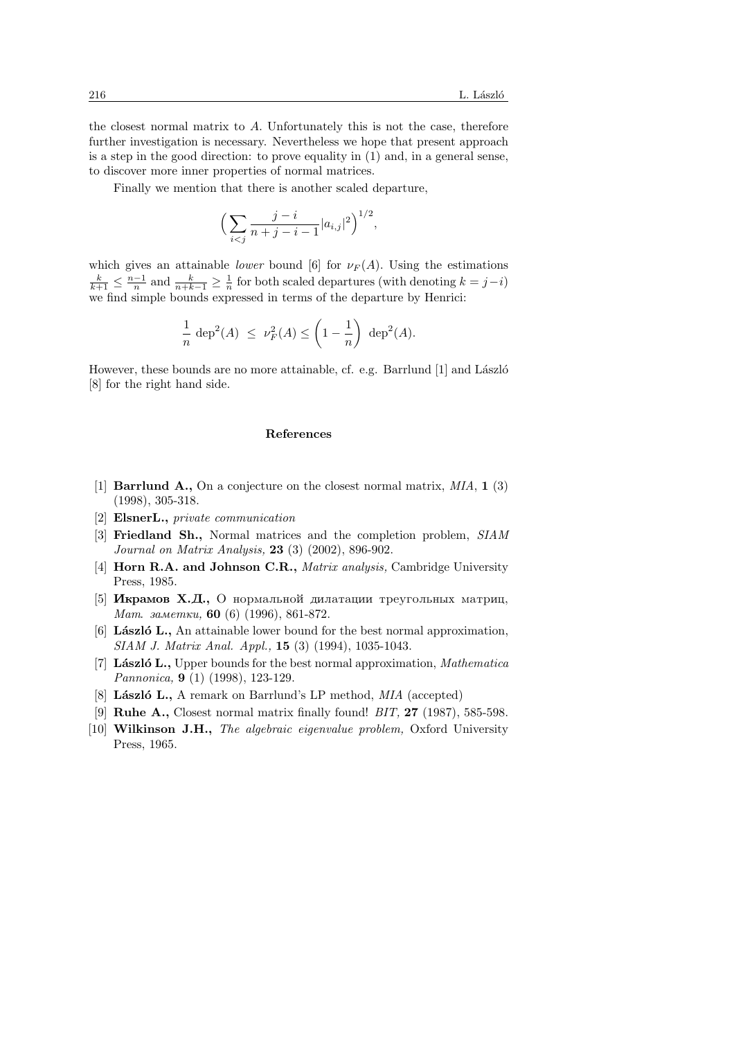the closest normal matrix to $A$. Unfortunately this is not the case, therefore further investigation is necessary. Nevertheless we hope that present approach is a step in the good direction: to prove equality in (1) and, in a general sense, to discover more inner properties of normal matrices.

Finally we mention that there is another scaled departure,

$$\Big(\sum_{i<j} \frac{j-i}{n+j-i-1}|a_{i,j}|^2\Big)^{1/2},$$

which gives an attainable *lower* bound [6] for $\nu_F(A)$. Using the estimations $\frac{k}{k+1} \le \frac{n-1}{n}$ and $\frac{k}{n+k-1} \ge \frac{1}{n}$ for both scaled departures (with denoting $k = j-i$) we find simple bounds expressed in terms of the departure by Henrici:

$$\frac{1}{n}\ \mathrm{dep}^2(A) \ \le\ \nu_F^2(A) \le \left(1 - \frac{1}{n}\right)\ \mathrm{dep}^2(A).$$

However, these bounds are no more attainable, cf. e.g. Barrlund [1] and László [8] for the right hand side.

## References

[1] **Barrlund A.,** On a conjecture on the closest normal matrix, *MIA,* **1** (3) (1998), 305-318.

[2] **ElsnerL.,** *private communication*

[3] **Friedland Sh.,** Normal matrices and the completion problem, *SIAM Journal on Matrix Analysis,* **23** (3) (2002), 896-902.

[4] **Horn R.A. and Johnson C.R.,** *Matrix analysis,* Cambridge University Press, 1985.

[5] **Икрамов Х.Д.,** О нормальной дилатации треугольных матриц, *Мат. заметки,* **60** (6) (1996), 861-872.

[6] **László L.,** An attainable lower bound for the best normal approximation, *SIAM J. Matrix Anal. Appl.,* **15** (3) (1994), 1035-1043.

[7] **László L.,** Upper bounds for the best normal approximation, *Mathematica Pannonica,* **9** (1) (1998), 123-129.

[8] **László L.,** A remark on Barrlund's LP method, *MIA* (accepted)

[9] **Ruhe A.,** Closest normal matrix finally found! *BIT,* **27** (1987), 585-598.

[10] **Wilkinson J.H.,** *The algebraic eigenvalue problem,* Oxford University Press, 1965.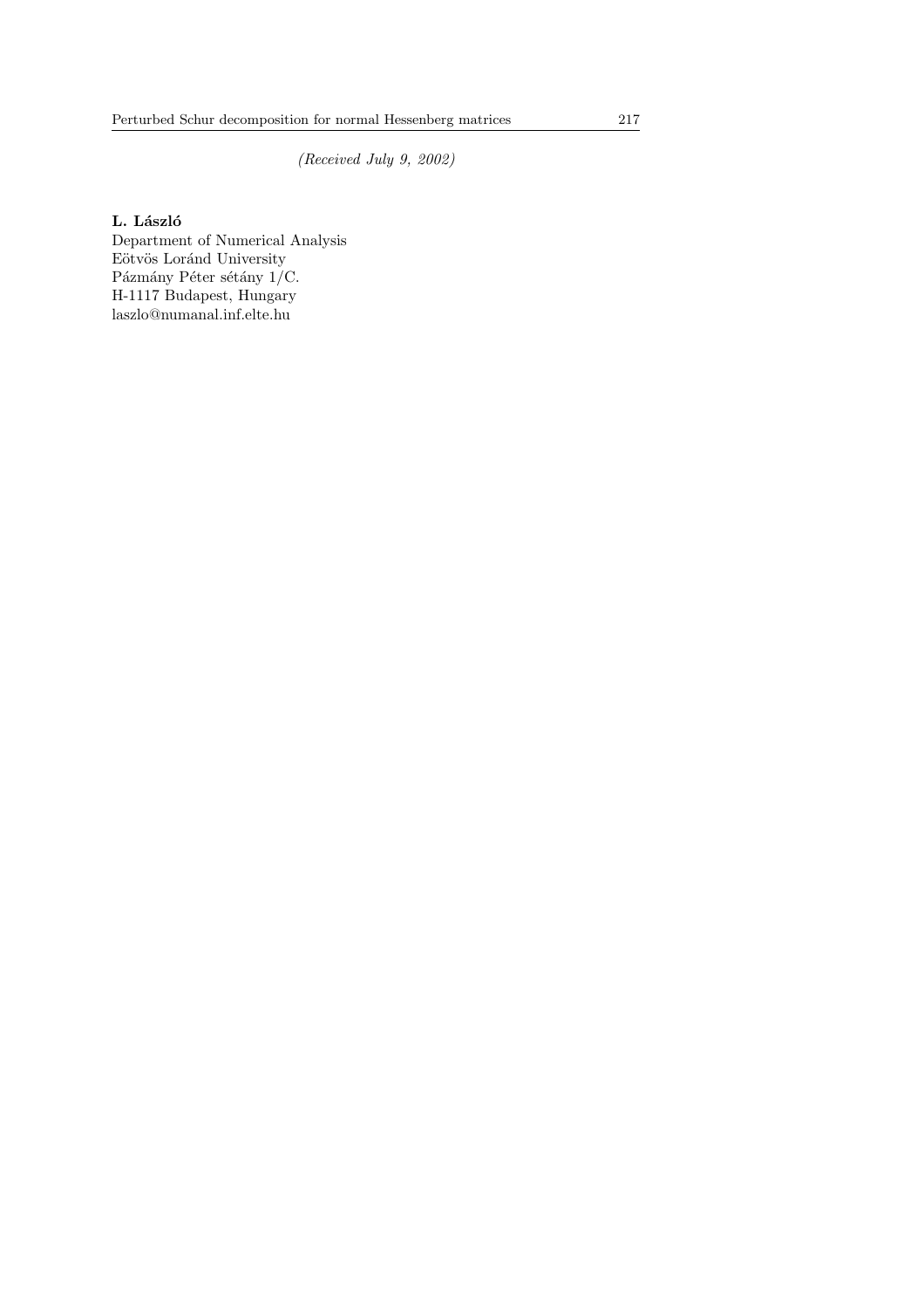*(Received July 9, 2002)*

**L. László**
Department of Numerical Analysis
Eötvös Loránd University
Pázmány Péter sétány 1/C.
H-1117 Budapest, Hungary
laszlo@numanal.inf.elte.hu